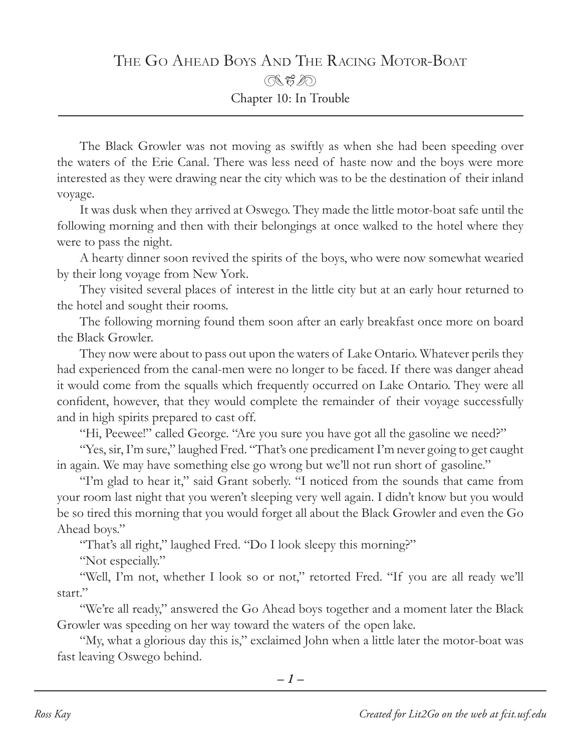# The Go Ahead Boys And The Racing Motor-Boat

## Chapter 10: In Trouble

The Black Growler was not moving as swiftly as when she had been speeding over the waters of the Erie Canal. There was less need of haste now and the boys were more interested as they were drawing near the city which was to be the destination of their inland voyage.

It was dusk when they arrived at Oswego. They made the little motor-boat safe until the following morning and then with their belongings at once walked to the hotel where they were to pass the night.

A hearty dinner soon revived the spirits of the boys, who were now somewhat wearied by their long voyage from New York.

They visited several places of interest in the little city but at an early hour returned to the hotel and sought their rooms.

The following morning found them soon after an early breakfast once more on board the Black Growler.

They now were about to pass out upon the waters of Lake Ontario. Whatever perils they had experienced from the canal-men were no longer to be faced. If there was danger ahead it would come from the squalls which frequently occurred on Lake Ontario. They were all confident, however, that they would complete the remainder of their voyage successfully and in high spirits prepared to cast off.

"Hi, Peewee!" called George. "Are you sure you have got all the gasoline we need?"

"Yes, sir, I'm sure," laughed Fred. "That's one predicament I'm never going to get caught in again. We may have something else go wrong but we'll not run short of gasoline."

"I'm glad to hear it," said Grant soberly. "I noticed from the sounds that came from your room last night that you weren't sleeping very well again. I didn't know but you would be so tired this morning that you would forget all about the Black Growler and even the Go Ahead boys."

"That's all right," laughed Fred. "Do I look sleepy this morning?"

"Not especially."

"Well, I'm not, whether I look so or not," retorted Fred. "If you are all ready we'll start."

"We're all ready," answered the Go Ahead boys together and a moment later the Black Growler was speeding on her way toward the waters of the open lake.

"My, what a glorious day this is," exclaimed John when a little later the motor-boat was fast leaving Oswego behind.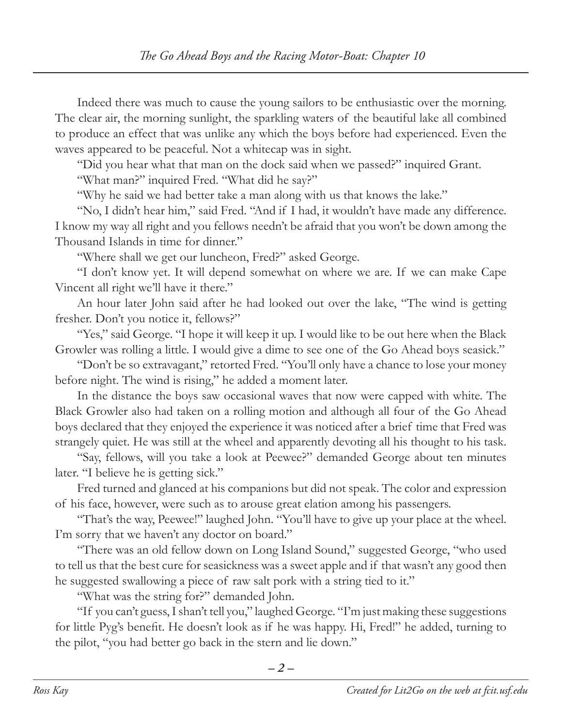Indeed there was much to cause the young sailors to be enthusiastic over the morning. The clear air, the morning sunlight, the sparkling waters of the beautiful lake all combined to produce an effect that was unlike any which the boys before had experienced. Even the waves appeared to be peaceful. Not a whitecap was in sight.

"Did you hear what that man on the dock said when we passed?" inquired Grant.

"What man?" inquired Fred. "What did he say?"

"Why he said we had better take a man along with us that knows the lake."

"No, I didn't hear him," said Fred. "And if I had, it wouldn't have made any difference. I know my way all right and you fellows needn't be afraid that you won't be down among the Thousand Islands in time for dinner."

"Where shall we get our luncheon, Fred?" asked George.

"I don't know yet. It will depend somewhat on where we are. If we can make Cape Vincent all right we'll have it there."

An hour later John said after he had looked out over the lake, "The wind is getting fresher. Don't you notice it, fellows?"

"Yes," said George. "I hope it will keep it up. I would like to be out here when the Black Growler was rolling a little. I would give a dime to see one of the Go Ahead boys seasick."

"Don't be so extravagant," retorted Fred. "You'll only have a chance to lose your money before night. The wind is rising," he added a moment later.

In the distance the boys saw occasional waves that now were capped with white. The Black Growler also had taken on a rolling motion and although all four of the Go Ahead boys declared that they enjoyed the experience it was noticed after a brief time that Fred was strangely quiet. He was still at the wheel and apparently devoting all his thought to his task.

"Say, fellows, will you take a look at Peewee?" demanded George about ten minutes later. "I believe he is getting sick."

Fred turned and glanced at his companions but did not speak. The color and expression of his face, however, were such as to arouse great elation among his passengers.

"That's the way, Peewee!" laughed John. "You'll have to give up your place at the wheel. I'm sorry that we haven't any doctor on board."

"There was an old fellow down on Long Island Sound," suggested George, "who used to tell us that the best cure for seasickness was a sweet apple and if that wasn't any good then he suggested swallowing a piece of raw salt pork with a string tied to it."

"What was the string for?" demanded John.

"If you can't guess, I shan't tell you," laughed George. "I'm just making these suggestions for little Pyg's benefit. He doesn't look as if he was happy. Hi, Fred!" he added, turning to the pilot, "you had better go back in the stern and lie down."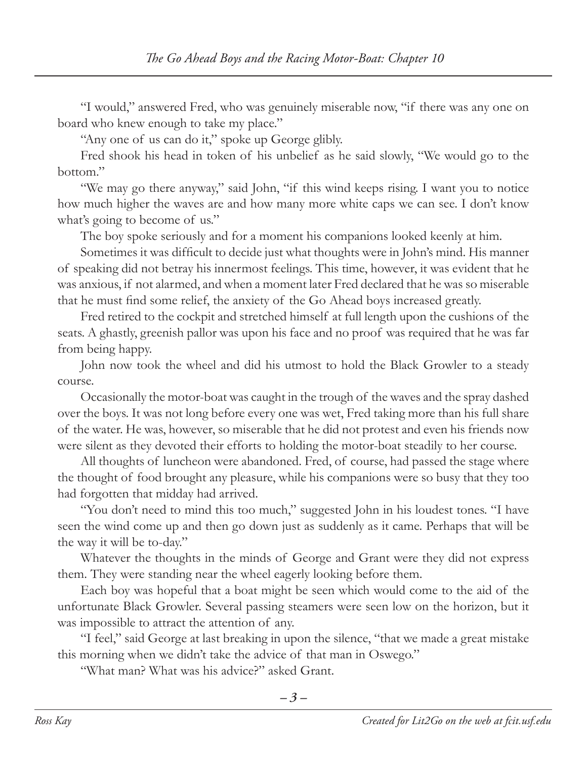"I would," answered Fred, who was genuinely miserable now, "if there was any one on board who knew enough to take my place."

"Any one of us can do it," spoke up George glibly.

Fred shook his head in token of his unbelief as he said slowly, "We would go to the bottom."

"We may go there anyway," said John, "if this wind keeps rising. I want you to notice how much higher the waves are and how many more white caps we can see. I don't know what's going to become of us."

The boy spoke seriously and for a moment his companions looked keenly at him.

Sometimes it was difficult to decide just what thoughts were in John's mind. His manner of speaking did not betray his innermost feelings. This time, however, it was evident that he was anxious, if not alarmed, and when a moment later Fred declared that he was so miserable that he must find some relief, the anxiety of the Go Ahead boys increased greatly.

Fred retired to the cockpit and stretched himself at full length upon the cushions of the seats. A ghastly, greenish pallor was upon his face and no proof was required that he was far from being happy.

John now took the wheel and did his utmost to hold the Black Growler to a steady course.

Occasionally the motor-boat was caught in the trough of the waves and the spray dashed over the boys. It was not long before every one was wet, Fred taking more than his full share of the water. He was, however, so miserable that he did not protest and even his friends now were silent as they devoted their efforts to holding the motor-boat steadily to her course.

All thoughts of luncheon were abandoned. Fred, of course, had passed the stage where the thought of food brought any pleasure, while his companions were so busy that they too had forgotten that midday had arrived.

"You don't need to mind this too much," suggested John in his loudest tones. "I have seen the wind come up and then go down just as suddenly as it came. Perhaps that will be the way it will be to-day."

Whatever the thoughts in the minds of George and Grant were they did not express them. They were standing near the wheel eagerly looking before them.

Each boy was hopeful that a boat might be seen which would come to the aid of the unfortunate Black Growler. Several passing steamers were seen low on the horizon, but it was impossible to attract the attention of any.

"I feel," said George at last breaking in upon the silence, "that we made a great mistake this morning when we didn't take the advice of that man in Oswego."

"What man? What was his advice?" asked Grant.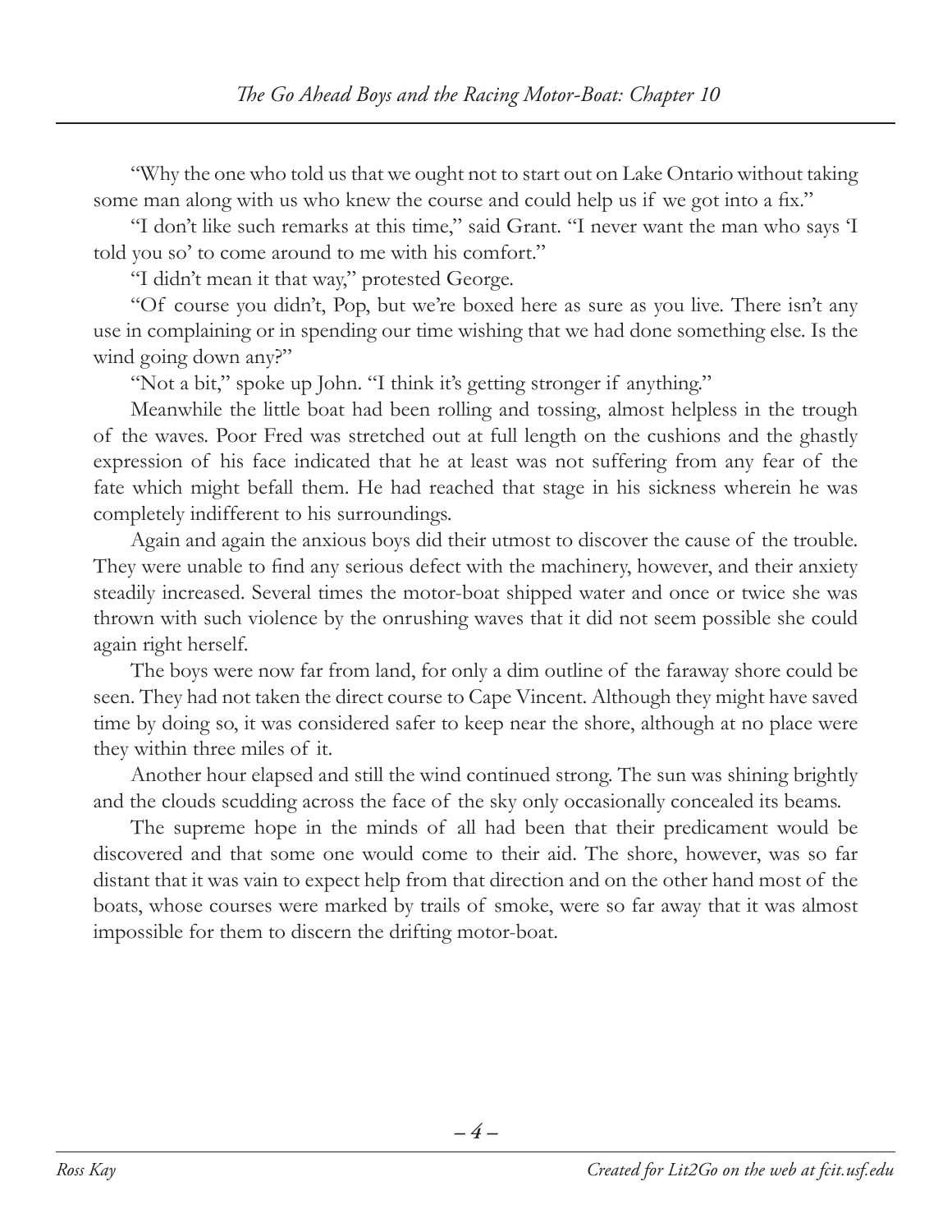"Why the one who told us that we ought not to start out on Lake Ontario without taking some man along with us who knew the course and could help us if we got into a fix."

"I don't like such remarks at this time," said Grant. "I never want the man who says 'I told you so' to come around to me with his comfort."

"I didn't mean it that way," protested George.

"Of course you didn't, Pop, but we're boxed here as sure as you live. There isn't any use in complaining or in spending our time wishing that we had done something else. Is the wind going down any?"

"Not a bit," spoke up John. "I think it's getting stronger if anything."

Meanwhile the little boat had been rolling and tossing, almost helpless in the trough of the waves. Poor Fred was stretched out at full length on the cushions and the ghastly expression of his face indicated that he at least was not suffering from any fear of the fate which might befall them. He had reached that stage in his sickness wherein he was completely indifferent to his surroundings.

Again and again the anxious boys did their utmost to discover the cause of the trouble. They were unable to find any serious defect with the machinery, however, and their anxiety steadily increased. Several times the motor-boat shipped water and once or twice she was thrown with such violence by the onrushing waves that it did not seem possible she could again right herself.

The boys were now far from land, for only a dim outline of the faraway shore could be seen. They had not taken the direct course to Cape Vincent. Although they might have saved time by doing so, it was considered safer to keep near the shore, although at no place were they within three miles of it.

Another hour elapsed and still the wind continued strong. The sun was shining brightly and the clouds scudding across the face of the sky only occasionally concealed its beams.

The supreme hope in the minds of all had been that their predicament would be discovered and that some one would come to their aid. The shore, however, was so far distant that it was vain to expect help from that direction and on the other hand most of the boats, whose courses were marked by trails of smoke, were so far away that it was almost impossible for them to discern the drifting motor-boat.